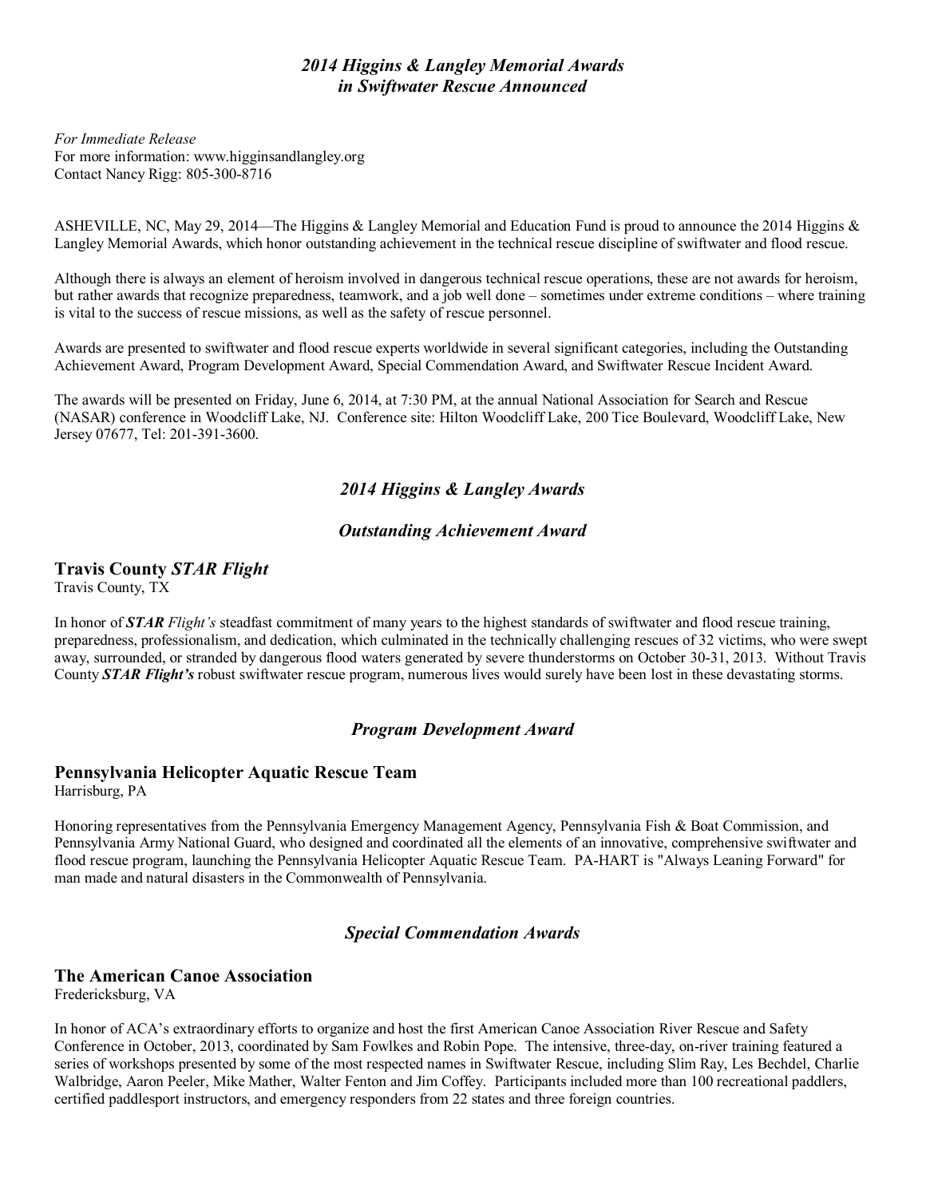# *2014 Higgins & Langley Memorial Awards in Swiftwater Rescue Announced*

*For Immediate Release*
For more information: www.higginsandlangley.org
Contact Nancy Rigg: 805-300-8716

ASHEVILLE, NC, May 29, 2014—The Higgins & Langley Memorial and Education Fund is proud to announce the 2014 Higgins & Langley Memorial Awards, which honor outstanding achievement in the technical rescue discipline of swiftwater and flood rescue.

Although there is always an element of heroism involved in dangerous technical rescue operations, these are not awards for heroism, but rather awards that recognize preparedness, teamwork, and a job well done – sometimes under extreme conditions – where training is vital to the success of rescue missions, as well as the safety of rescue personnel.

Awards are presented to swiftwater and flood rescue experts worldwide in several significant categories, including the Outstanding Achievement Award, Program Development Award, Special Commendation Award, and Swiftwater Rescue Incident Award.

The awards will be presented on Friday, June 6, 2014, at 7:30 PM, at the annual National Association for Search and Rescue (NASAR) conference in Woodcliff Lake, NJ. Conference site: Hilton Woodcliff Lake, 200 Tice Boulevard, Woodcliff Lake, New Jersey 07677, Tel: 201-391-3600.

## *2014 Higgins & Langley Awards*

## *Outstanding Achievement Award*

### Travis County *STAR Flight*

Travis County, TX

In honor of ***STAR*** *Flight's* steadfast commitment of many years to the highest standards of swiftwater and flood rescue training, preparedness, professionalism, and dedication, which culminated in the technically challenging rescues of 32 victims, who were swept away, surrounded, or stranded by dangerous flood waters generated by severe thunderstorms on October 30-31, 2013. Without Travis County ***STAR Flight's*** robust swiftwater rescue program, numerous lives would surely have been lost in these devastating storms.

## *Program Development Award*

### Pennsylvania Helicopter Aquatic Rescue Team

Harrisburg, PA

Honoring representatives from the Pennsylvania Emergency Management Agency, Pennsylvania Fish & Boat Commission, and Pennsylvania Army National Guard, who designed and coordinated all the elements of an innovative, comprehensive swiftwater and flood rescue program, launching the Pennsylvania Helicopter Aquatic Rescue Team. PA-HART is "Always Leaning Forward" for man made and natural disasters in the Commonwealth of Pennsylvania.

## *Special Commendation Awards*

### The American Canoe Association

Fredericksburg, VA

In honor of ACA's extraordinary efforts to organize and host the first American Canoe Association River Rescue and Safety Conference in October, 2013, coordinated by Sam Fowlkes and Robin Pope. The intensive, three-day, on-river training featured a series of workshops presented by some of the most respected names in Swiftwater Rescue, including Slim Ray, Les Bechdel, Charlie Walbridge, Aaron Peeler, Mike Mather, Walter Fenton and Jim Coffey. Participants included more than 100 recreational paddlers, certified paddlesport instructors, and emergency responders from 22 states and three foreign countries.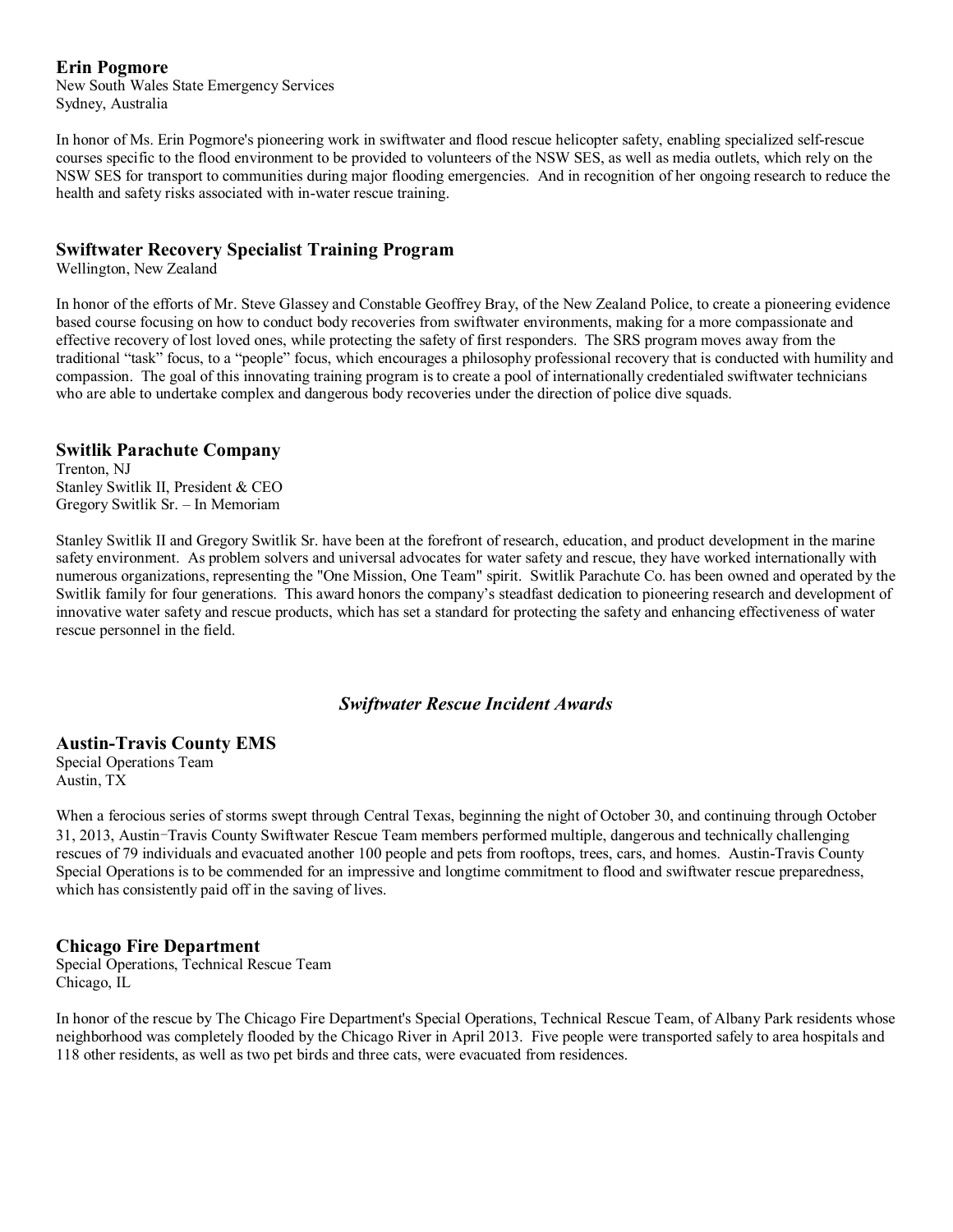### Erin Pogmore

New South Wales State Emergency Services
Sydney, Australia

In honor of Ms. Erin Pogmore's pioneering work in swiftwater and flood rescue helicopter safety, enabling specialized self-rescue courses specific to the flood environment to be provided to volunteers of the NSW SES, as well as media outlets, which rely on the NSW SES for transport to communities during major flooding emergencies. And in recognition of her ongoing research to reduce the health and safety risks associated with in-water rescue training.

### Swiftwater Recovery Specialist Training Program

Wellington, New Zealand

In honor of the efforts of Mr. Steve Glassey and Constable Geoffrey Bray, of the New Zealand Police, to create a pioneering evidence based course focusing on how to conduct body recoveries from swiftwater environments, making for a more compassionate and effective recovery of lost loved ones, while protecting the safety of first responders. The SRS program moves away from the traditional "task" focus, to a "people" focus, which encourages a philosophy professional recovery that is conducted with humility and compassion. The goal of this innovating training program is to create a pool of internationally credentialed swiftwater technicians who are able to undertake complex and dangerous body recoveries under the direction of police dive squads.

### Switlik Parachute Company

Trenton, NJ
Stanley Switlik II, President & CEO
Gregory Switlik Sr. – In Memoriam

Stanley Switlik II and Gregory Switlik Sr. have been at the forefront of research, education, and product development in the marine safety environment. As problem solvers and universal advocates for water safety and rescue, they have worked internationally with numerous organizations, representing the "One Mission, One Team" spirit. Switlik Parachute Co. has been owned and operated by the Switlik family for four generations. This award honors the company's steadfast dedication to pioneering research and development of innovative water safety and rescue products, which has set a standard for protecting the safety and enhancing effectiveness of water rescue personnel in the field.

## *Swiftwater Rescue Incident Awards*

### Austin-Travis County EMS

Special Operations Team
Austin, TX

When a ferocious series of storms swept through Central Texas, beginning the night of October 30, and continuing through October 31, 2013, Austin−Travis County Swiftwater Rescue Team members performed multiple, dangerous and technically challenging rescues of 79 individuals and evacuated another 100 people and pets from rooftops, trees, cars, and homes. Austin-Travis County Special Operations is to be commended for an impressive and longtime commitment to flood and swiftwater rescue preparedness, which has consistently paid off in the saving of lives.

### Chicago Fire Department

Special Operations, Technical Rescue Team
Chicago, IL

In honor of the rescue by The Chicago Fire Department's Special Operations, Technical Rescue Team, of Albany Park residents whose neighborhood was completely flooded by the Chicago River in April 2013. Five people were transported safely to area hospitals and 118 other residents, as well as two pet birds and three cats, were evacuated from residences.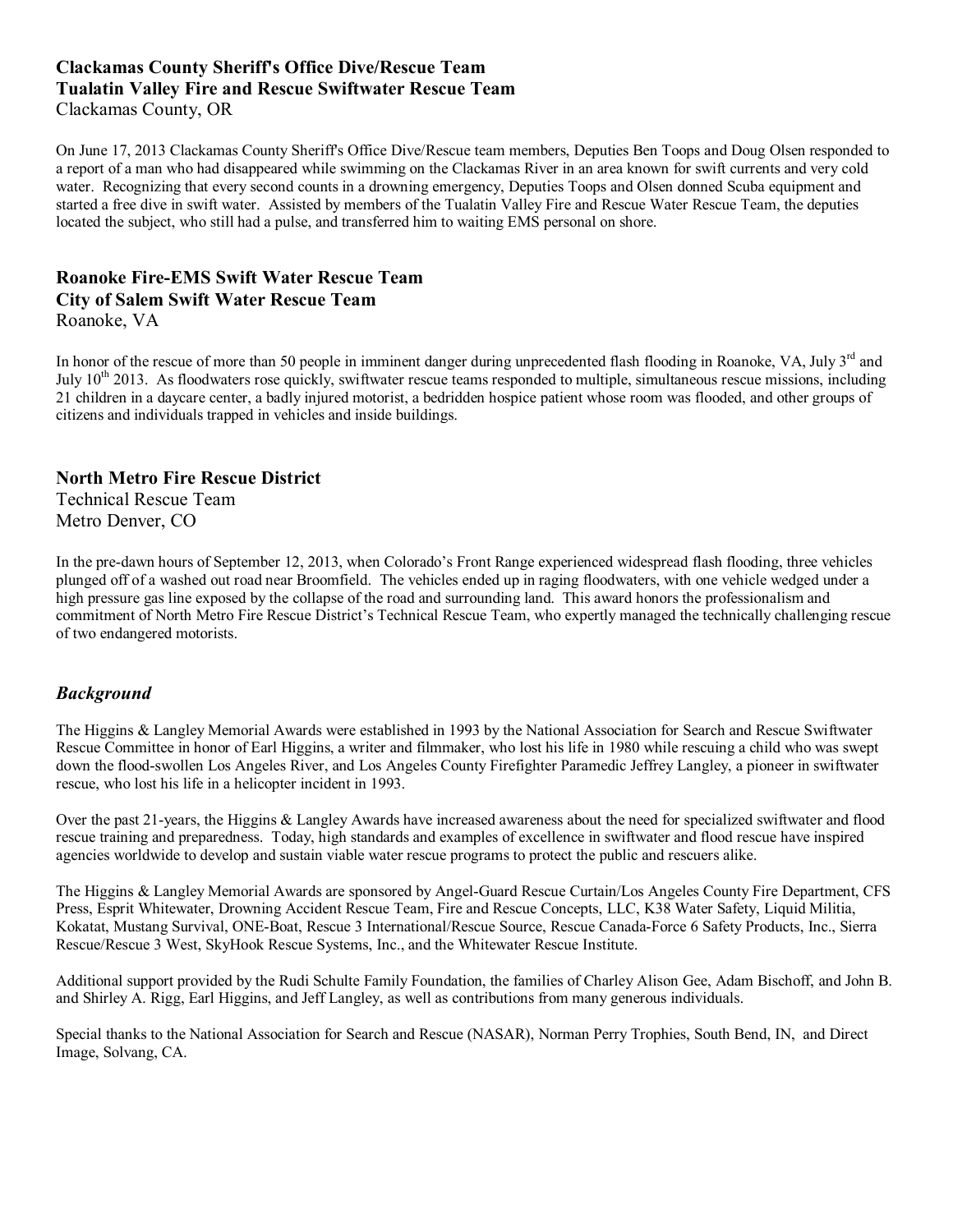**Clackamas County Sheriff's Office Dive/Rescue Team**
**Tualatin Valley Fire and Rescue Swiftwater Rescue Team**
Clackamas County, OR

On June 17, 2013 Clackamas County Sheriff's Office Dive/Rescue team members, Deputies Ben Toops and Doug Olsen responded to a report of a man who had disappeared while swimming on the Clackamas River in an area known for swift currents and very cold water. Recognizing that every second counts in a drowning emergency, Deputies Toops and Olsen donned Scuba equipment and started a free dive in swift water. Assisted by members of the Tualatin Valley Fire and Rescue Water Rescue Team, the deputies located the subject, who still had a pulse, and transferred him to waiting EMS personal on shore.

**Roanoke Fire-EMS Swift Water Rescue Team**
**City of Salem Swift Water Rescue Team**
Roanoke, VA

In honor of the rescue of more than 50 people in imminent danger during unprecedented flash flooding in Roanoke, VA, July 3rd and July 10th 2013. As floodwaters rose quickly, swiftwater rescue teams responded to multiple, simultaneous rescue missions, including 21 children in a daycare center, a badly injured motorist, a bedridden hospice patient whose room was flooded, and other groups of citizens and individuals trapped in vehicles and inside buildings.

**North Metro Fire Rescue District**
Technical Rescue Team
Metro Denver, CO

In the pre-dawn hours of September 12, 2013, when Colorado's Front Range experienced widespread flash flooding, three vehicles plunged off of a washed out road near Broomfield. The vehicles ended up in raging floodwaters, with one vehicle wedged under a high pressure gas line exposed by the collapse of the road and surrounding land. This award honors the professionalism and commitment of North Metro Fire Rescue District's Technical Rescue Team, who expertly managed the technically challenging rescue of two endangered motorists.

## *Background*

The Higgins & Langley Memorial Awards were established in 1993 by the National Association for Search and Rescue Swiftwater Rescue Committee in honor of Earl Higgins, a writer and filmmaker, who lost his life in 1980 while rescuing a child who was swept down the flood-swollen Los Angeles River, and Los Angeles County Firefighter Paramedic Jeffrey Langley, a pioneer in swiftwater rescue, who lost his life in a helicopter incident in 1993.

Over the past 21-years, the Higgins & Langley Awards have increased awareness about the need for specialized swiftwater and flood rescue training and preparedness. Today, high standards and examples of excellence in swiftwater and flood rescue have inspired agencies worldwide to develop and sustain viable water rescue programs to protect the public and rescuers alike.

The Higgins & Langley Memorial Awards are sponsored by Angel-Guard Rescue Curtain/Los Angeles County Fire Department, CFS Press, Esprit Whitewater, Drowning Accident Rescue Team, Fire and Rescue Concepts, LLC, K38 Water Safety, Liquid Militia, Kokatat, Mustang Survival, ONE-Boat, Rescue 3 International/Rescue Source, Rescue Canada-Force 6 Safety Products, Inc., Sierra Rescue/Rescue 3 West, SkyHook Rescue Systems, Inc., and the Whitewater Rescue Institute.

Additional support provided by the Rudi Schulte Family Foundation, the families of Charley Alison Gee, Adam Bischoff, and John B. and Shirley A. Rigg, Earl Higgins, and Jeff Langley, as well as contributions from many generous individuals.

Special thanks to the National Association for Search and Rescue (NASAR), Norman Perry Trophies, South Bend, IN, and Direct Image, Solvang, CA.